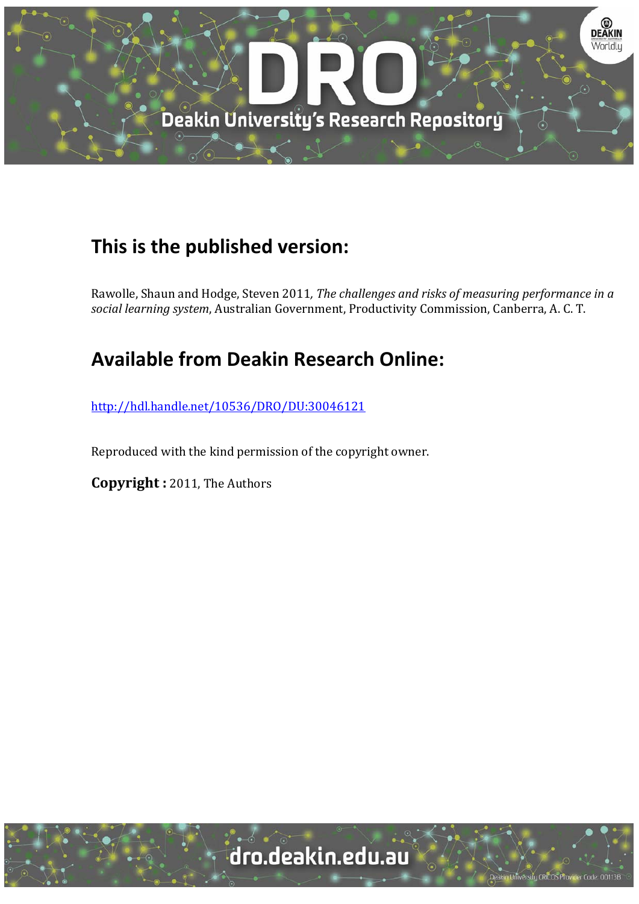## This is the published version:

Rawolle, Shaun and Hodge, Steven 2011, *The challenges and risks of measuring performance in a social learning system*, Australian Government, Productivity Commission, Canberra, A. C. T.

## Available from Deakin Research Online:

http://hdl.handle.net/10536/DRO/DU:30046121

Reproduced with the kind permission of the copyright owner.

**Copyright :** 2011, The Authors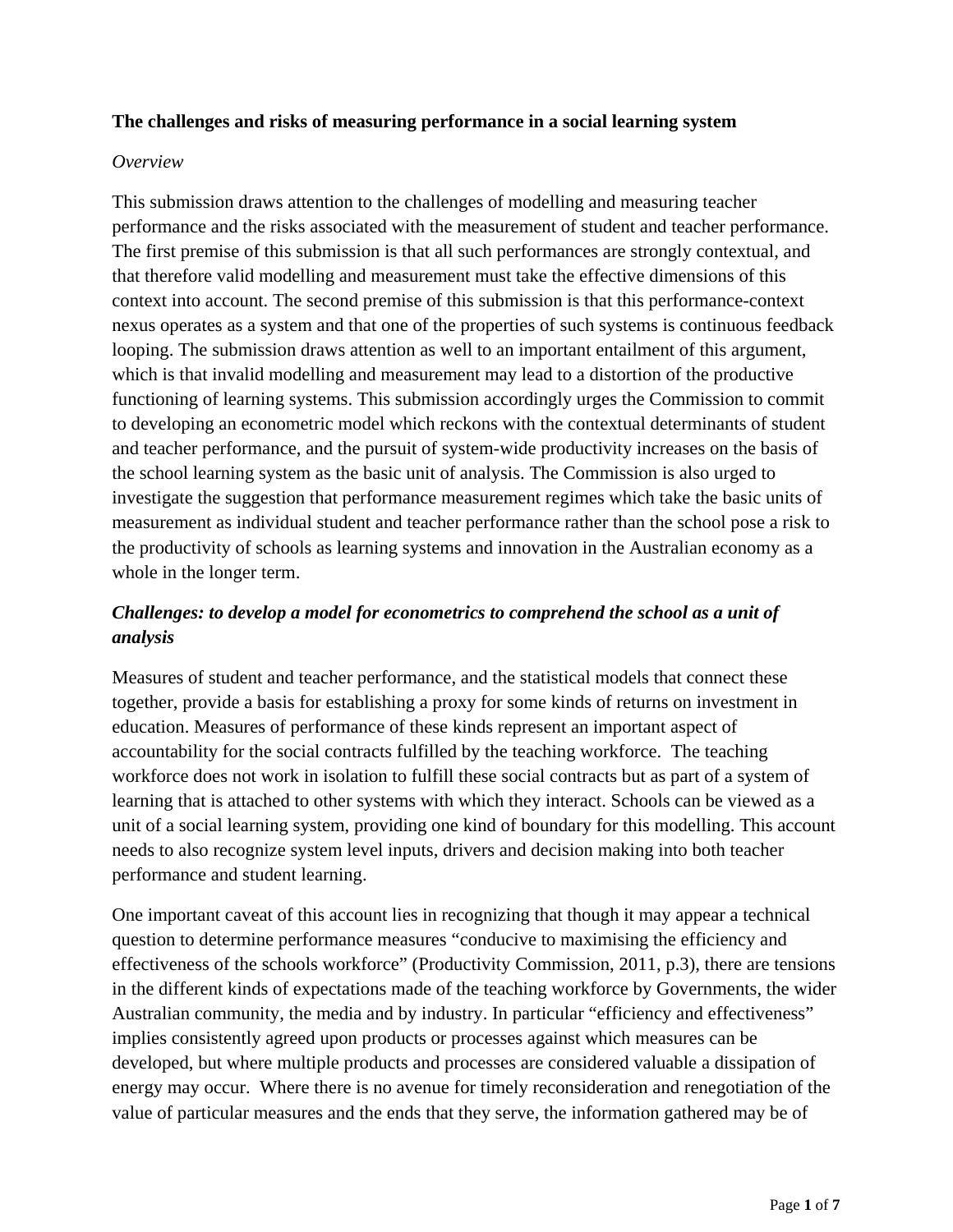**The challenges and risks of measuring performance in a social learning system**

*Overview*

This submission draws attention to the challenges of modelling and measuring teacher performance and the risks associated with the measurement of student and teacher performance. The first premise of this submission is that all such performances are strongly contextual, and that therefore valid modelling and measurement must take the effective dimensions of this context into account. The second premise of this submission is that this performance-context nexus operates as a system and that one of the properties of such systems is continuous feedback looping. The submission draws attention as well to an important entailment of this argument, which is that invalid modelling and measurement may lead to a distortion of the productive functioning of learning systems. This submission accordingly urges the Commission to commit to developing an econometric model which reckons with the contextual determinants of student and teacher performance, and the pursuit of system-wide productivity increases on the basis of the school learning system as the basic unit of analysis. The Commission is also urged to investigate the suggestion that performance measurement regimes which take the basic units of measurement as individual student and teacher performance rather than the school pose a risk to the productivity of schools as learning systems and innovation in the Australian economy as a whole in the longer term.

***Challenges: to develop a model for econometrics to comprehend the school as a unit of analysis***

Measures of student and teacher performance, and the statistical models that connect these together, provide a basis for establishing a proxy for some kinds of returns on investment in education. Measures of performance of these kinds represent an important aspect of accountability for the social contracts fulfilled by the teaching workforce. The teaching workforce does not work in isolation to fulfill these social contracts but as part of a system of learning that is attached to other systems with which they interact. Schools can be viewed as a unit of a social learning system, providing one kind of boundary for this modelling. This account needs to also recognize system level inputs, drivers and decision making into both teacher performance and student learning.

One important caveat of this account lies in recognizing that though it may appear a technical question to determine performance measures "conducive to maximising the efficiency and effectiveness of the schools workforce" (Productivity Commission, 2011, p.3), there are tensions in the different kinds of expectations made of the teaching workforce by Governments, the wider Australian community, the media and by industry. In particular "efficiency and effectiveness" implies consistently agreed upon products or processes against which measures can be developed, but where multiple products and processes are considered valuable a dissipation of energy may occur. Where there is no avenue for timely reconsideration and renegotiation of the value of particular measures and the ends that they serve, the information gathered may be of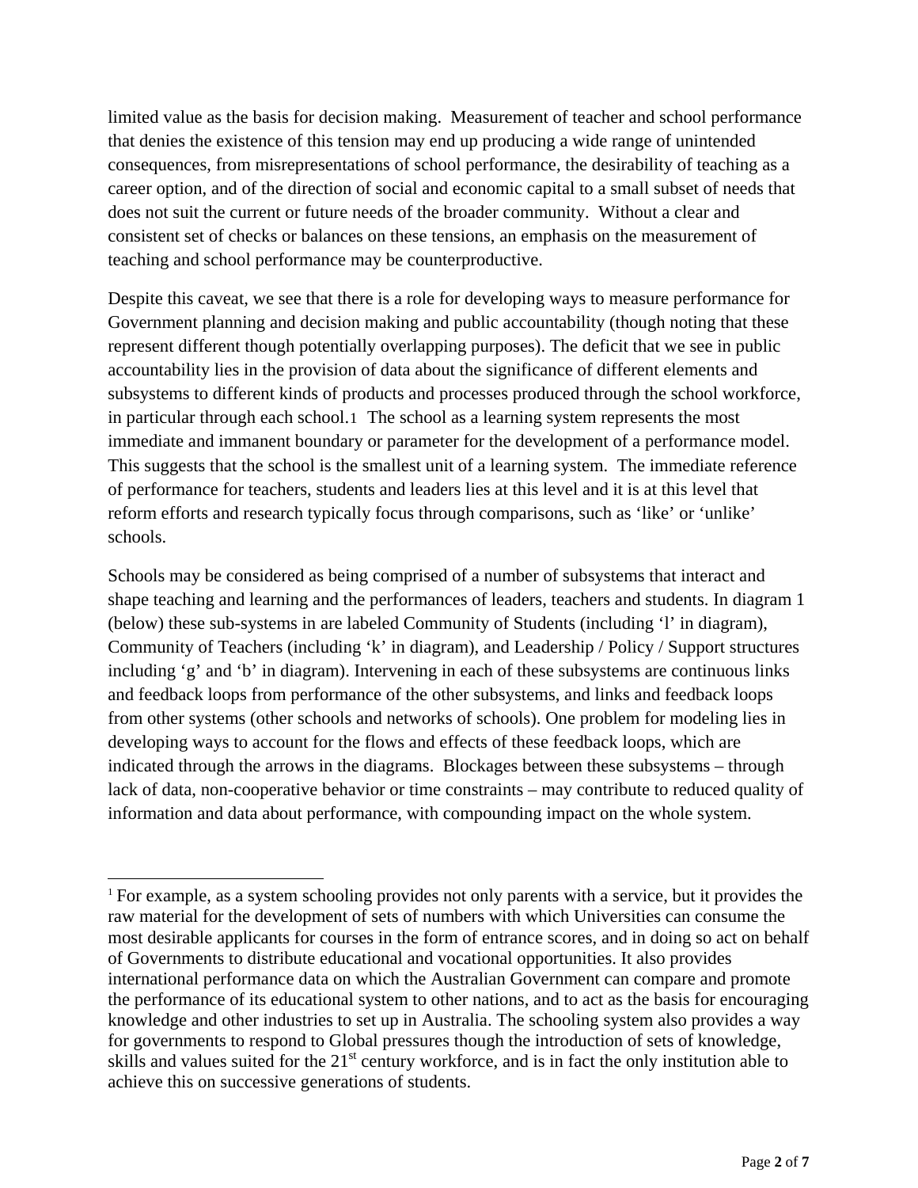limited value as the basis for decision making. Measurement of teacher and school performance that denies the existence of this tension may end up producing a wide range of unintended consequences, from misrepresentations of school performance, the desirability of teaching as a career option, and of the direction of social and economic capital to a small subset of needs that does not suit the current or future needs of the broader community. Without a clear and consistent set of checks or balances on these tensions, an emphasis on the measurement of teaching and school performance may be counterproductive.

Despite this caveat, we see that there is a role for developing ways to measure performance for Government planning and decision making and public accountability (though noting that these represent different though potentially overlapping purposes). The deficit that we see in public accountability lies in the provision of data about the significance of different elements and subsystems to different kinds of products and processes produced through the school workforce, in particular through each school.[1] The school as a learning system represents the most immediate and immanent boundary or parameter for the development of a performance model. This suggests that the school is the smallest unit of a learning system. The immediate reference of performance for teachers, students and leaders lies at this level and it is at this level that reform efforts and research typically focus through comparisons, such as 'like' or 'unlike' schools.

Schools may be considered as being comprised of a number of subsystems that interact and shape teaching and learning and the performances of leaders, teachers and students. In diagram 1 (below) these sub-systems in are labeled Community of Students (including 'l' in diagram), Community of Teachers (including 'k' in diagram), and Leadership / Policy / Support structures including 'g' and 'b' in diagram). Intervening in each of these subsystems are continuous links and feedback loops from performance of the other subsystems, and links and feedback loops from other systems (other schools and networks of schools). One problem for modeling lies in developing ways to account for the flows and effects of these feedback loops, which are indicated through the arrows in the diagrams. Blockages between these subsystems – through lack of data, non-cooperative behavior or time constraints – may contribute to reduced quality of information and data about performance, with compounding impact on the whole system.

---

[1] For example, as a system schooling provides not only parents with a service, but it provides the raw material for the development of sets of numbers with which Universities can consume the most desirable applicants for courses in the form of entrance scores, and in doing so act on behalf of Governments to distribute educational and vocational opportunities. It also provides international performance data on which the Australian Government can compare and promote the performance of its educational system to other nations, and to act as the basis for encouraging knowledge and other industries to set up in Australia. The schooling system also provides a way for governments to respond to Global pressures though the introduction of sets of knowledge, skills and values suited for the 21st century workforce, and is in fact the only institution able to achieve this on successive generations of students.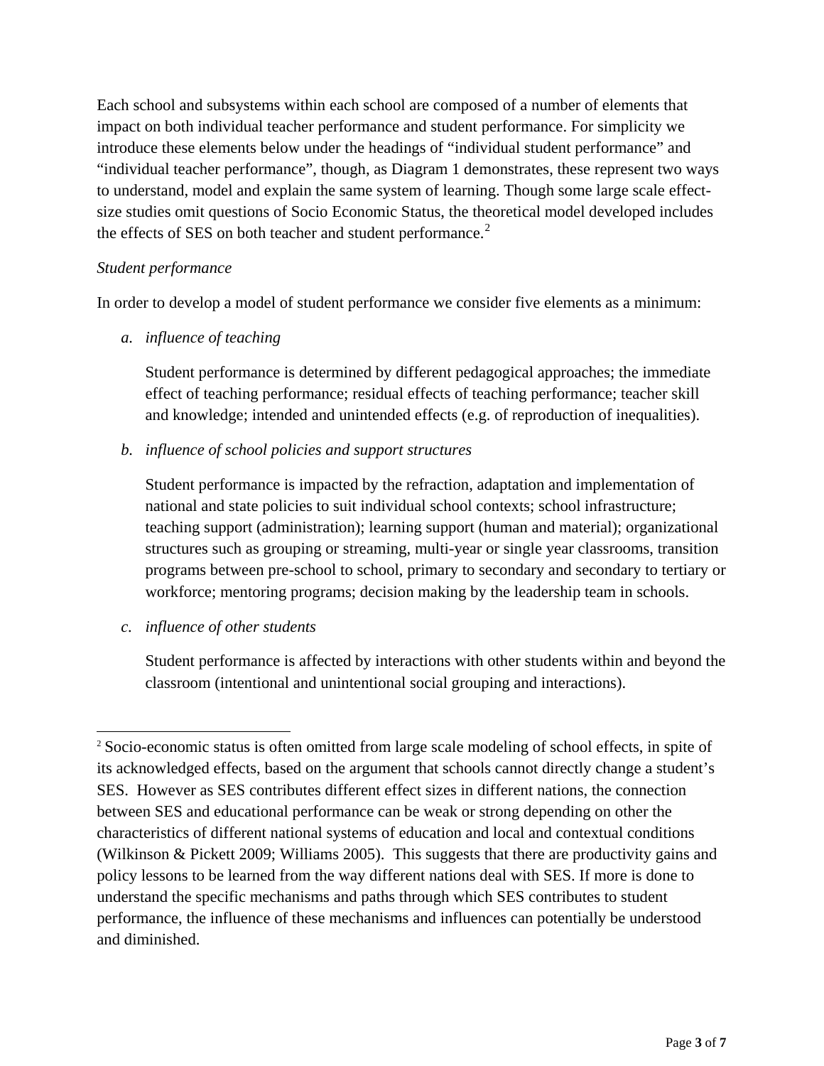Each school and subsystems within each school are composed of a number of elements that impact on both individual teacher performance and student performance. For simplicity we introduce these elements below under the headings of "individual student performance" and "individual teacher performance", though, as Diagram 1 demonstrates, these represent two ways to understand, model and explain the same system of learning. Though some large scale effect-size studies omit questions of Socio Economic Status, the theoretical model developed includes the effects of SES on both teacher and student performance.[2]

*Student performance*

In order to develop a model of student performance we consider five elements as a minimum:

*a. influence of teaching*

Student performance is determined by different pedagogical approaches; the immediate effect of teaching performance; residual effects of teaching performance; teacher skill and knowledge; intended and unintended effects (e.g. of reproduction of inequalities).

*b. influence of school policies and support structures*

Student performance is impacted by the refraction, adaptation and implementation of national and state policies to suit individual school contexts; school infrastructure; teaching support (administration); learning support (human and material); organizational structures such as grouping or streaming, multi-year or single year classrooms, transition programs between pre-school to school, primary to secondary and secondary to tertiary or workforce; mentoring programs; decision making by the leadership team in schools.

*c. influence of other students*

Student performance is affected by interactions with other students within and beyond the classroom (intentional and unintentional social grouping and interactions).

---

[2] Socio-economic status is often omitted from large scale modeling of school effects, in spite of its acknowledged effects, based on the argument that schools cannot directly change a student's SES. However as SES contributes different effect sizes in different nations, the connection between SES and educational performance can be weak or strong depending on other the characteristics of different national systems of education and local and contextual conditions (Wilkinson & Pickett 2009; Williams 2005). This suggests that there are productivity gains and policy lessons to be learned from the way different nations deal with SES. If more is done to understand the specific mechanisms and paths through which SES contributes to student performance, the influence of these mechanisms and influences can potentially be understood and diminished.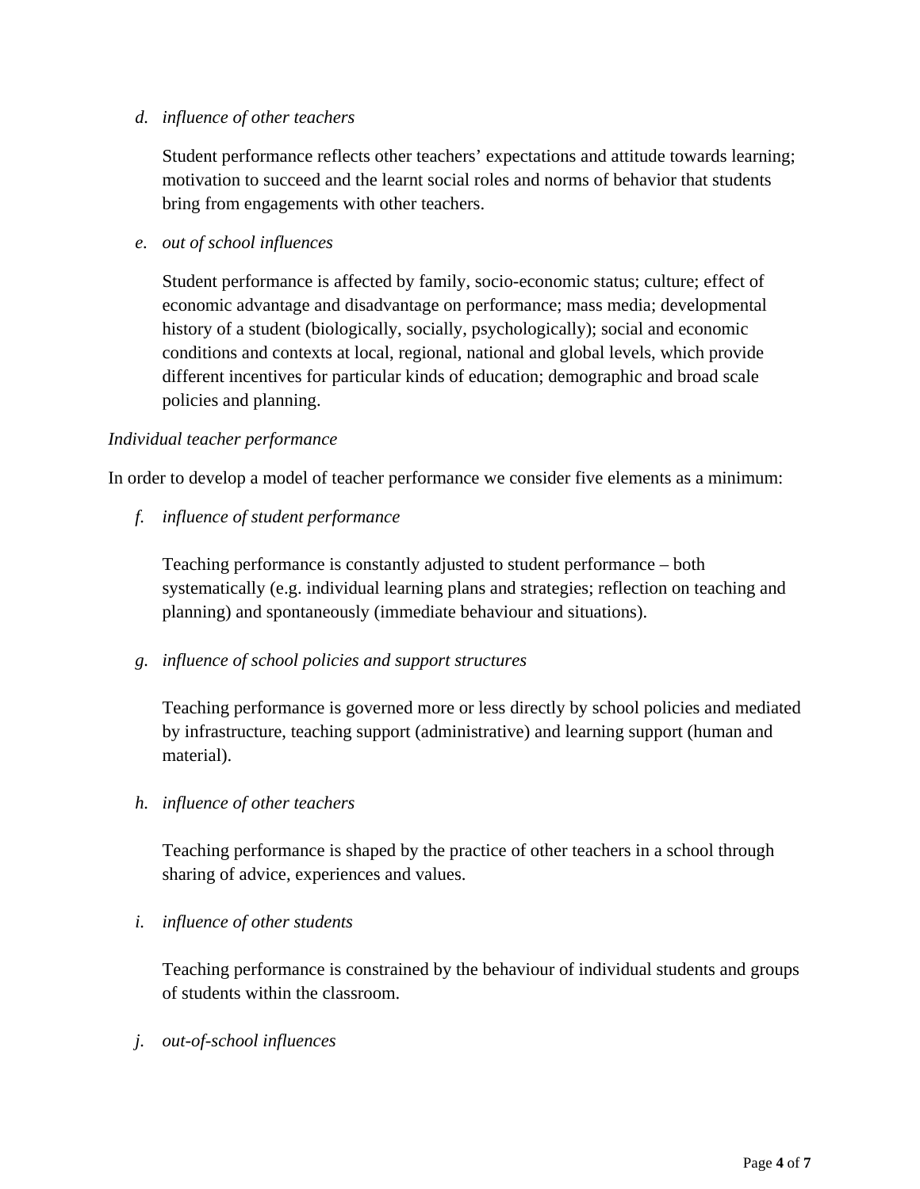*d. influence of other teachers*

Student performance reflects other teachers' expectations and attitude towards learning; motivation to succeed and the learnt social roles and norms of behavior that students bring from engagements with other teachers.

*e. out of school influences*

Student performance is affected by family, socio-economic status; culture; effect of economic advantage and disadvantage on performance; mass media; developmental history of a student (biologically, socially, psychologically); social and economic conditions and contexts at local, regional, national and global levels, which provide different incentives for particular kinds of education; demographic and broad scale policies and planning.

*Individual teacher performance*

In order to develop a model of teacher performance we consider five elements as a minimum:

*f. influence of student performance*

Teaching performance is constantly adjusted to student performance – both systematically (e.g. individual learning plans and strategies; reflection on teaching and planning) and spontaneously (immediate behaviour and situations).

*g. influence of school policies and support structures*

Teaching performance is governed more or less directly by school policies and mediated by infrastructure, teaching support (administrative) and learning support (human and material).

*h. influence of other teachers*

Teaching performance is shaped by the practice of other teachers in a school through sharing of advice, experiences and values.

*i. influence of other students*

Teaching performance is constrained by the behaviour of individual students and groups of students within the classroom.

*j. out-of-school influences*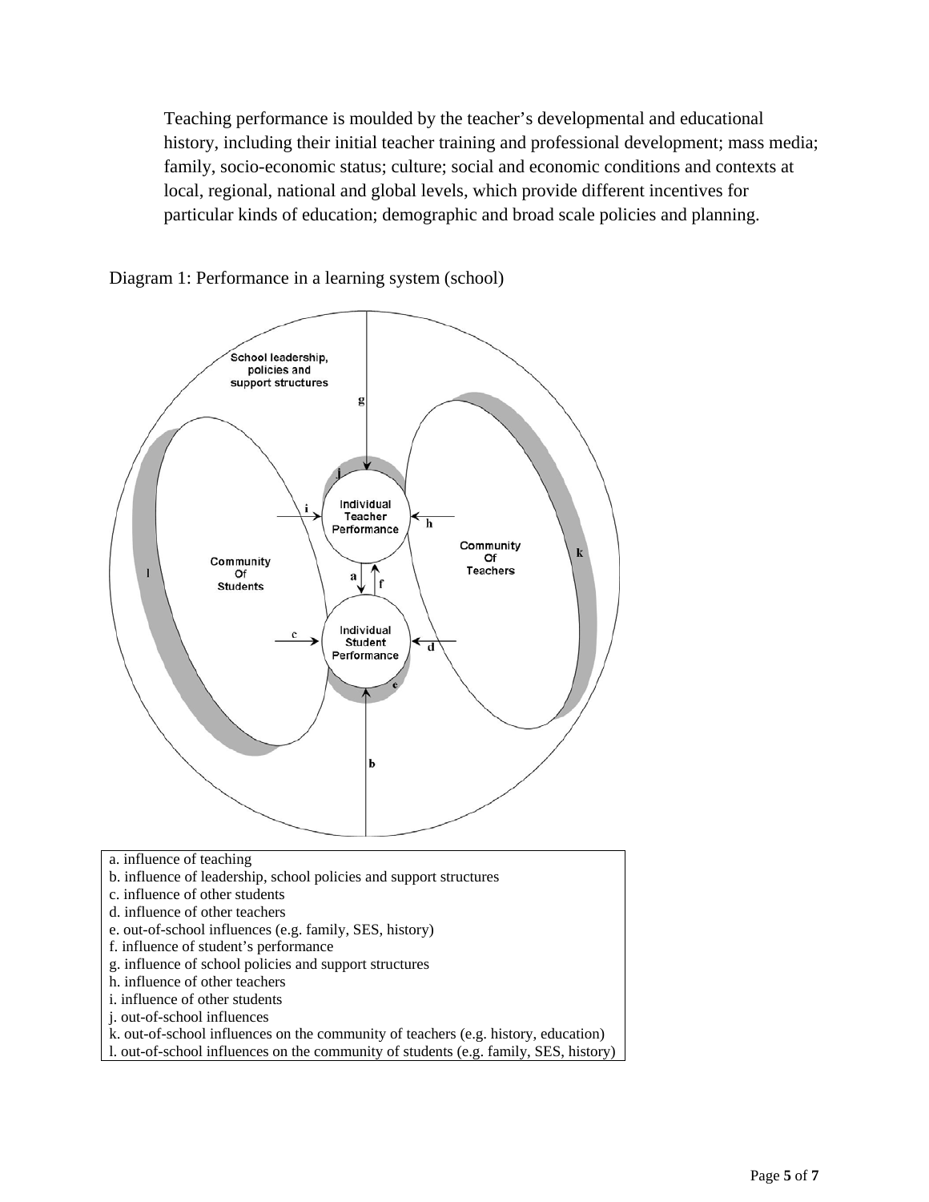Teaching performance is moulded by the teacher's developmental and educational history, including their initial teacher training and professional development; mass media; family, socio-economic status; culture; social and economic conditions and contexts at local, regional, national and global levels, which provide different incentives for particular kinds of education; demographic and broad scale policies and planning.

Diagram 1: Performance in a learning system (school)

a. influence of teaching
b. influence of leadership, school policies and support structures
c. influence of other students
d. influence of other teachers
e. out-of-school influences (e.g. family, SES, history)
f. influence of student's performance
g. influence of school policies and support structures
h. influence of other teachers
i. influence of other students
j. out-of-school influences
k. out-of-school influences on the community of teachers (e.g. history, education)
l. out-of-school influences on the community of students (e.g. family, SES, history)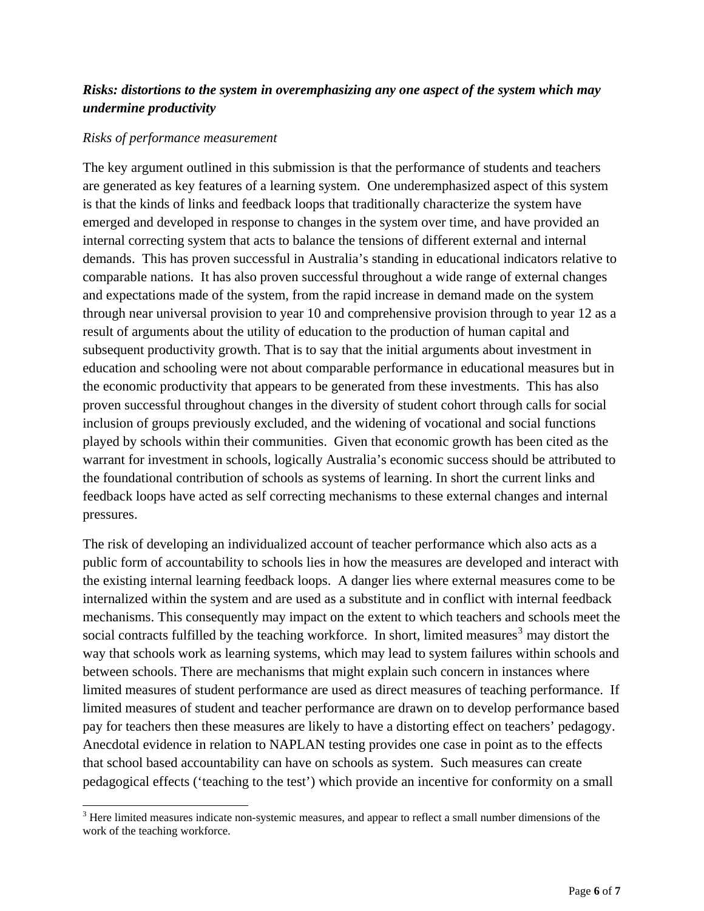***Risks: distortions to the system in overemphasizing any one aspect of the system which may undermine productivity***

*Risks of performance measurement*

The key argument outlined in this submission is that the performance of students and teachers are generated as key features of a learning system. One underemphasized aspect of this system is that the kinds of links and feedback loops that traditionally characterize the system have emerged and developed in response to changes in the system over time, and have provided an internal correcting system that acts to balance the tensions of different external and internal demands. This has proven successful in Australia's standing in educational indicators relative to comparable nations. It has also proven successful throughout a wide range of external changes and expectations made of the system, from the rapid increase in demand made on the system through near universal provision to year 10 and comprehensive provision through to year 12 as a result of arguments about the utility of education to the production of human capital and subsequent productivity growth. That is to say that the initial arguments about investment in education and schooling were not about comparable performance in educational measures but in the economic productivity that appears to be generated from these investments. This has also proven successful throughout changes in the diversity of student cohort through calls for social inclusion of groups previously excluded, and the widening of vocational and social functions played by schools within their communities. Given that economic growth has been cited as the warrant for investment in schools, logically Australia's economic success should be attributed to the foundational contribution of schools as systems of learning. In short the current links and feedback loops have acted as self correcting mechanisms to these external changes and internal pressures.

The risk of developing an individualized account of teacher performance which also acts as a public form of accountability to schools lies in how the measures are developed and interact with the existing internal learning feedback loops. A danger lies where external measures come to be internalized within the system and are used as a substitute and in conflict with internal feedback mechanisms. This consequently may impact on the extent to which teachers and schools meet the social contracts fulfilled by the teaching workforce. In short, limited measures[3] may distort the way that schools work as learning systems, which may lead to system failures within schools and between schools. There are mechanisms that might explain such concern in instances where limited measures of student performance are used as direct measures of teaching performance. If limited measures of student and teacher performance are drawn on to develop performance based pay for teachers then these measures are likely to have a distorting effect on teachers' pedagogy. Anecdotal evidence in relation to NAPLAN testing provides one case in point as to the effects that school based accountability can have on schools as system. Such measures can create pedagogical effects ('teaching to the test') which provide an incentive for conformity on a small

[3] Here limited measures indicate non-systemic measures, and appear to reflect a small number dimensions of the work of the teaching workforce.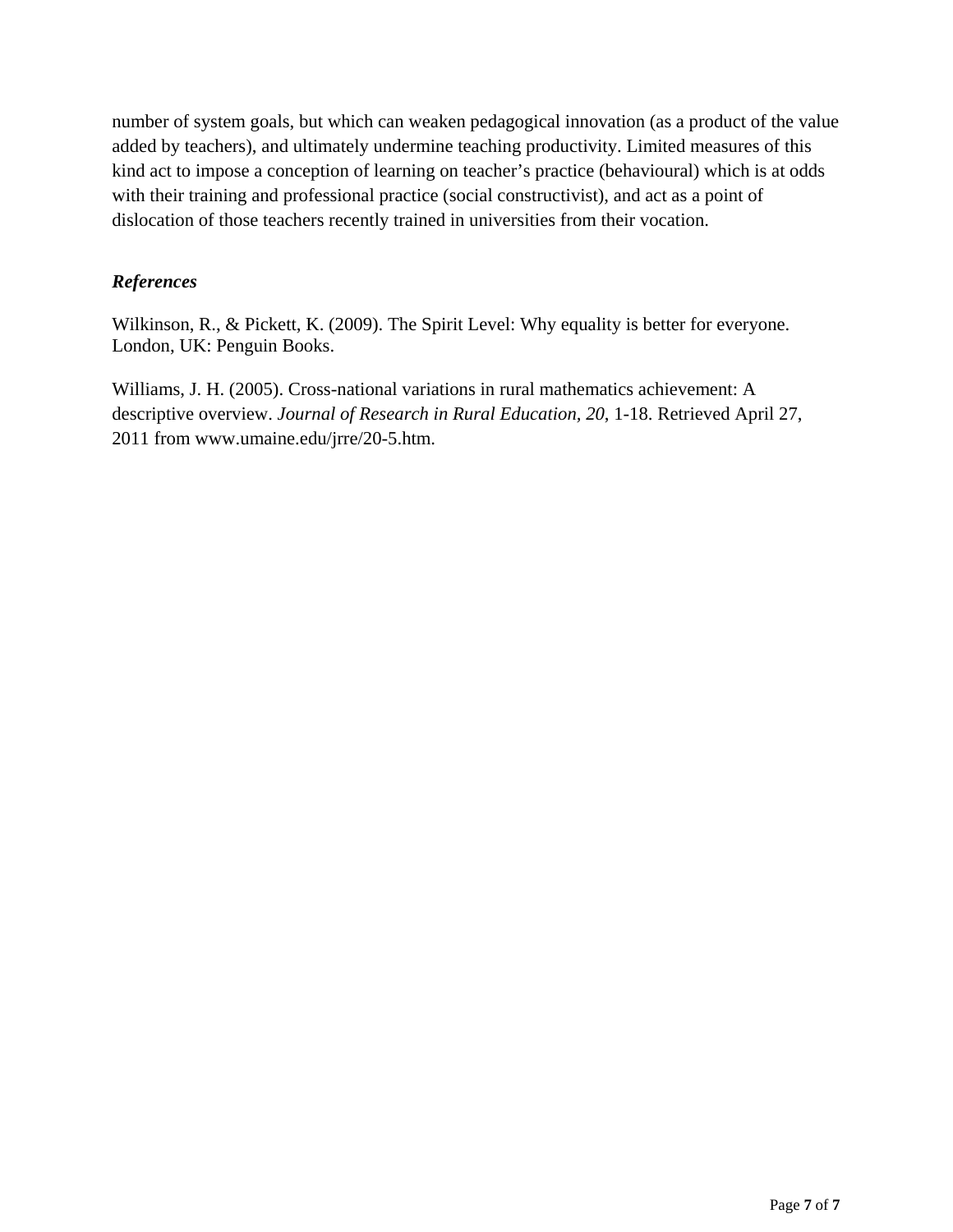number of system goals, but which can weaken pedagogical innovation (as a product of the value added by teachers), and ultimately undermine teaching productivity. Limited measures of this kind act to impose a conception of learning on teacher's practice (behavioural) which is at odds with their training and professional practice (social constructivist), and act as a point of dislocation of those teachers recently trained in universities from their vocation.

### ***References***

Wilkinson, R., & Pickett, K. (2009). The Spirit Level: Why equality is better for everyone. London, UK: Penguin Books.

Williams, J. H. (2005). Cross-national variations in rural mathematics achievement: A descriptive overview. *Journal of Research in Rural Education, 20*, 1-18. Retrieved April 27, 2011 from www.umaine.edu/jrre/20-5.htm.